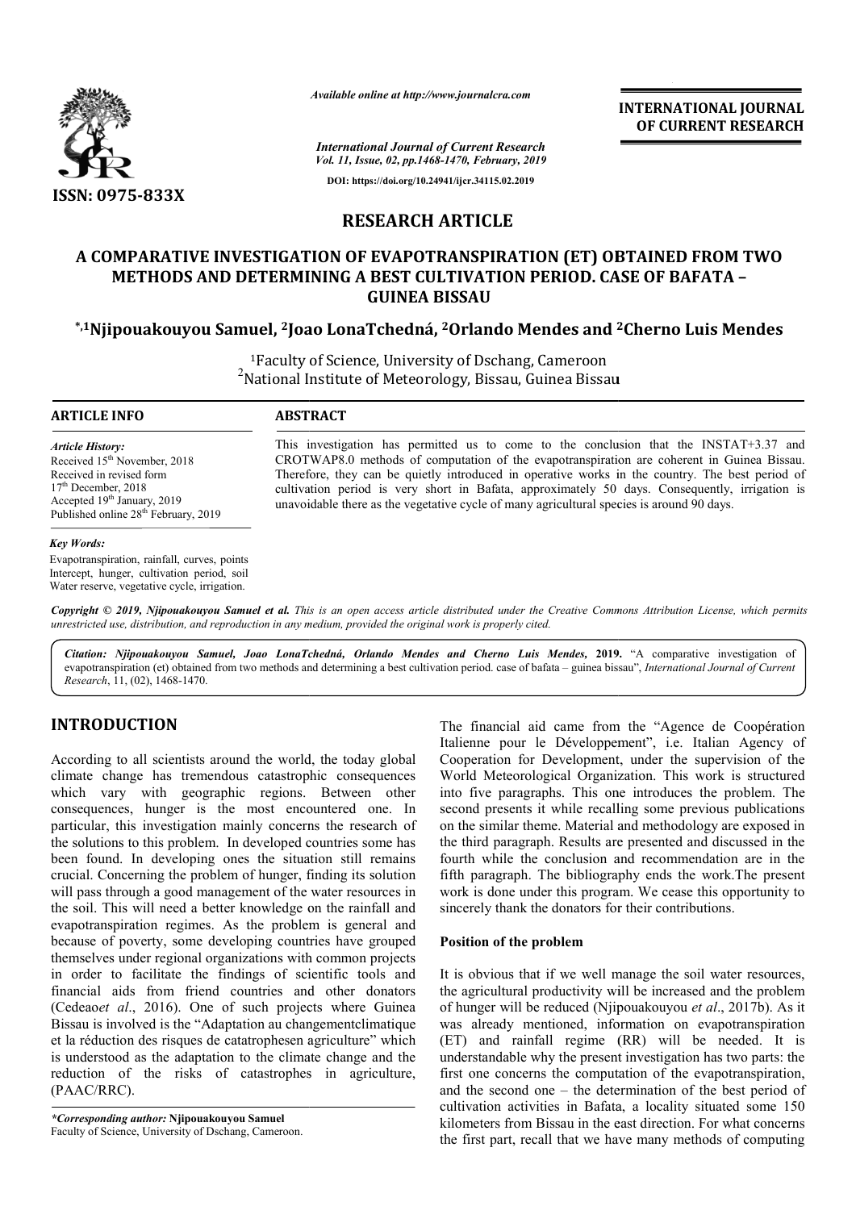ISSN: 0975-833X

*Available online at http://www.journalcra.com*

**INTERNATIONAL JOURNAL OF CURRENT RESEARCH**

DOI: https://doi.org/10.24941/ijcr.34115.02.2019

# RESEARCH ARTICLE

# A COMPARATIVE INVESTIGATION OF EVAPOTRANSPIRATION (ET) OBTAINED FROM TWO METHODS AND DETERMINING A BEST CULTIVATION PERIOD. CASE OF BAFATA – GUINEA BISSAU

**\*,[1]Njipouakouyou Samuel, [2]Joao LonaTchedná, [2]Orlando Mendes and [2]Cherno Luis Mendes**

[1]Faculty of Science, University of Dschang, Cameroon
[2]National Institute of Meteorology, Bissau, Guinea Bissau

## ARTICLE INFO

*Article History:*
Received 15th November, 2018
Received in revised form
17th December, 2018
Accepted 19th January, 2019
Published online 28th February, 2019

*Key Words:*
Evapotranspiration, rainfall, curves, points Intercept, hunger, cultivation period, soil Water reserve, vegetative cycle, irrigation.

## ABSTRACT

This investigation has permitted us to come to the conclusion that the INSTAT+3.37 and CROTWAP8.0 methods of computation of the evapotranspiration are coherent in Guinea Bissau. Therefore, they can be quietly introduced in operative works in the country. The best period of cultivation period is very short in Bafata, approximately 50 days. Consequently, irrigation is unavoidable there as the vegetative cycle of many agricultural species is around 90 days.

*Copyright © 2019, Njipouakouyou Samuel et al. This is an open access article distributed under the Creative Commons Attribution License, which permits unrestricted use, distribution, and reproduction in any medium, provided the original work is properly cited.*

*Citation: Njipouakouyou Samuel, Joao LonaTchedná, Orlando Mendes and Cherno Luis Mendes, 2019.* "A comparative investigation of evapotranspiration (et) obtained from two methods and determining a best cultivation period. case of bafata – guinea bissau", *International Journal of Current Research*, 11, (02), 1468-1470.

## INTRODUCTION

According to all scientists around the world, the today global climate change has tremendous catastrophic consequences which vary with geographic regions. Between other consequences, hunger is the most encountered one. In particular, this investigation mainly concerns the research of the solutions to this problem. In developed countries some has been found. In developing ones the situation still remains crucial. Concerning the problem of hunger, finding its solution will pass through a good management of the water resources in the soil. This will need a better knowledge on the rainfall and evapotranspiration regimes. As the problem is general and because of poverty, some developing countries have grouped themselves under regional organizations with common projects in order to facilitate the findings of scientific tools and financial aids from friend countries and other donators (Cedeao*et al*., 2016). One of such projects where Guinea Bissau is involved is the "Adaptation au changementclimatique et la réduction des risques de catatrophesen agriculture" which is understood as the adaptation to the climate change and the reduction of the risks of catastrophes in agriculture, (PAAC/RRC).

The financial aid came from the "Agence de Coopération Italienne pour le Développement", i.e. Italian Agency of Cooperation for Development, under the supervision of the World Meteorological Organization. This work is structured into five paragraphs. This one introduces the problem. The second presents it while recalling some previous publications on the similar theme. Material and methodology are exposed in the third paragraph. Results are presented and discussed in the fourth while the conclusion and recommendation are in the fifth paragraph. The bibliography ends the work.The present work is done under this program. We cease this opportunity to sincerely thank the donators for their contributions.

### Position of the problem

It is obvious that if we well manage the soil water resources, the agricultural productivity will be increased and the problem of hunger will be reduced (Njipouakouyou *et al*., 2017b). As it was already mentioned, information on evapotranspiration (ET) and rainfall regime (RR) will be needed. It is understandable why the present investigation has two parts: the first one concerns the computation of the evapotranspiration, and the second one – the determination of the best period of cultivation activities in Bafata, a locality situated some 150 kilometers from Bissau in the east direction. For what concerns the first part, recall that we have many methods of computing

*\*Corresponding author:* **Njipouakouyou Samuel**
Faculty of Science, University of Dschang, Cameroon.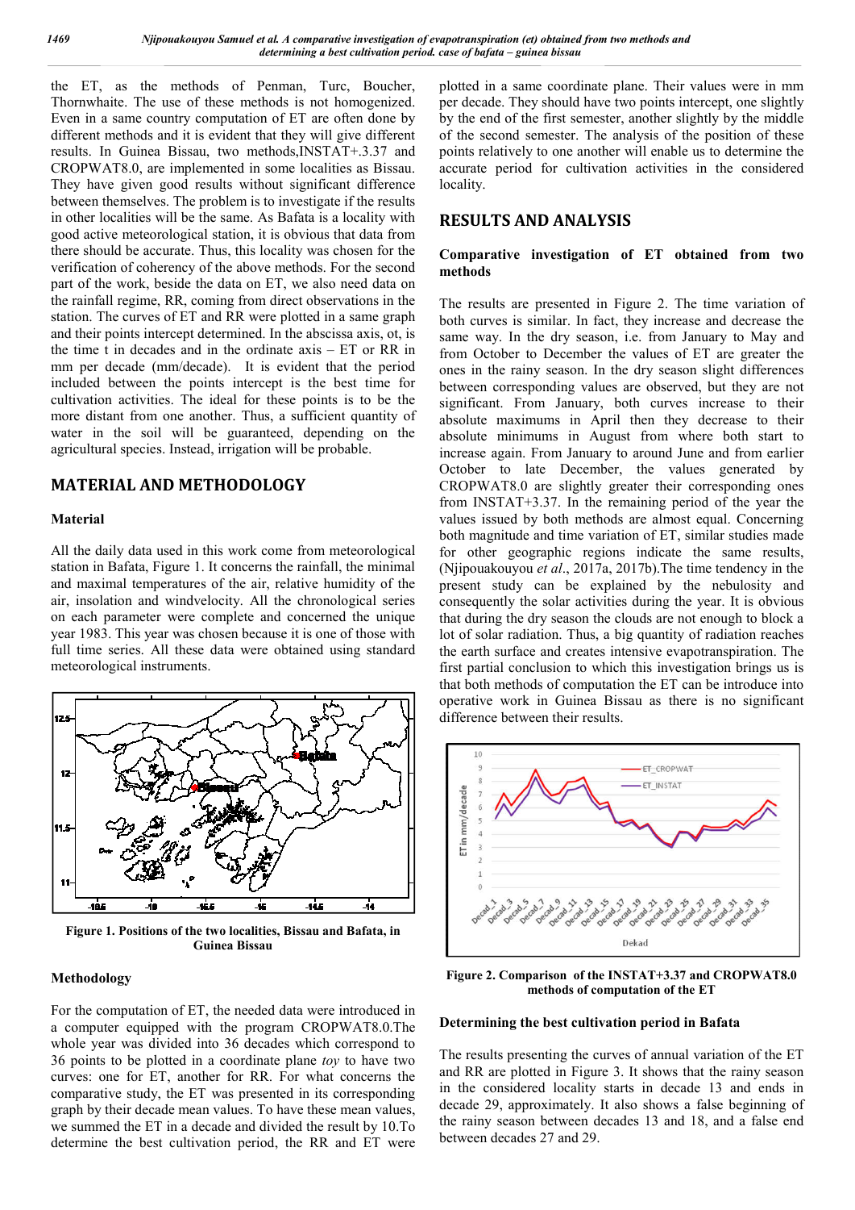the ET, as the methods of Penman, Turc, Boucher, Thornwhaite. The use of these methods is not homogenized. Even in a same country computation of ET are often done by different methods and it is evident that they will give different results. In Guinea Bissau, two methods,INSTAT+.3.37 and CROPWAT8.0, are implemented in some localities as Bissau. They have given good results without significant difference between themselves. The problem is to investigate if the results in other localities will be the same. As Bafata is a locality with good active meteorological station, it is obvious that data from there should be accurate. Thus, this locality was chosen for the verification of coherency of the above methods. For the second part of the work, beside the data on ET, we also need data on the rainfall regime, RR, coming from direct observations in the station. The curves of ET and RR were plotted in a same graph and their points intercept determined. In the abscissa axis, ot, is the time t in decades and in the ordinate axis – ET or RR in mm per decade (mm/decade). It is evident that the period included between the points intercept is the best time for cultivation activities. The ideal for these points is to be the more distant from one another. Thus, a sufficient quantity of water in the soil will be guaranteed, depending on the agricultural species. Instead, irrigation will be probable.

## MATERIAL AND METHODOLOGY

### Material

All the daily data used in this work come from meteorological station in Bafata, Figure 1. It concerns the rainfall, the minimal and maximal temperatures of the air, relative humidity of the air, insolation and windvelocity. All the chronological series on each parameter were complete and concerned the unique year 1983. This year was chosen because it is one of those with full time series. All these data were obtained using standard meteorological instruments.

**Figure 1. Positions of the two localities, Bissau and Bafata, in Guinea Bissau**

### Methodology

For the computation of ET, the needed data were introduced in a computer equipped with the program CROPWAT8.0.The whole year was divided into 36 decades which correspond to 36 points to be plotted in a coordinate plane *toy* to have two curves: one for ET, another for RR. For what concerns the comparative study, the ET was presented in its corresponding graph by their decade mean values. To have these mean values, we summed the ET in a decade and divided the result by 10.To determine the best cultivation period, the RR and ET were plotted in a same coordinate plane. Their values were in mm per decade. They should have two points intercept, one slightly by the end of the first semester, another slightly by the middle of the second semester. The analysis of the position of these points relatively to one another will enable us to determine the accurate period for cultivation activities in the considered locality.

## RESULTS AND ANALYSIS

### Comparative investigation of ET obtained from two methods

The results are presented in Figure 2. The time variation of both curves is similar. In fact, they increase and decrease the same way. In the dry season, i.e. from January to May and from October to December the values of ET are greater the ones in the rainy season. In the dry season slight differences between corresponding values are observed, but they are not significant. From January, both curves increase to their absolute maximums in April then they decrease to their absolute minimums in August from where both start to increase again. From January to around June and from earlier October to late December, the values generated by CROPWAT8.0 are slightly greater their corresponding ones from INSTAT+3.37. In the remaining period of the year the values issued by both methods are almost equal. Concerning both magnitude and time variation of ET, similar studies made for other geographic regions indicate the same results, (Njipouakouyou *et al*., 2017a, 2017b).The time tendency in the present study can be explained by the nebulosity and consequently the solar activities during the year. It is obvious that during the dry season the clouds are not enough to block a lot of solar radiation. Thus, a big quantity of radiation reaches the earth surface and creates intensive evapotranspiration. The first partial conclusion to which this investigation brings us is that both methods of computation the ET can be introduce into operative work in Guinea Bissau as there is no significant difference between their results.

**Figure 2. Comparison of the INSTAT+3.37 and CROPWAT8.0 methods of computation of the ET**

### Determining the best cultivation period in Bafata

The results presenting the curves of annual variation of the ET and RR are plotted in Figure 3. It shows that the rainy season in the considered locality starts in decade 13 and ends in decade 29, approximately. It also shows a false beginning of the rainy season between decades 13 and 18, and a false end between decades 27 and 29.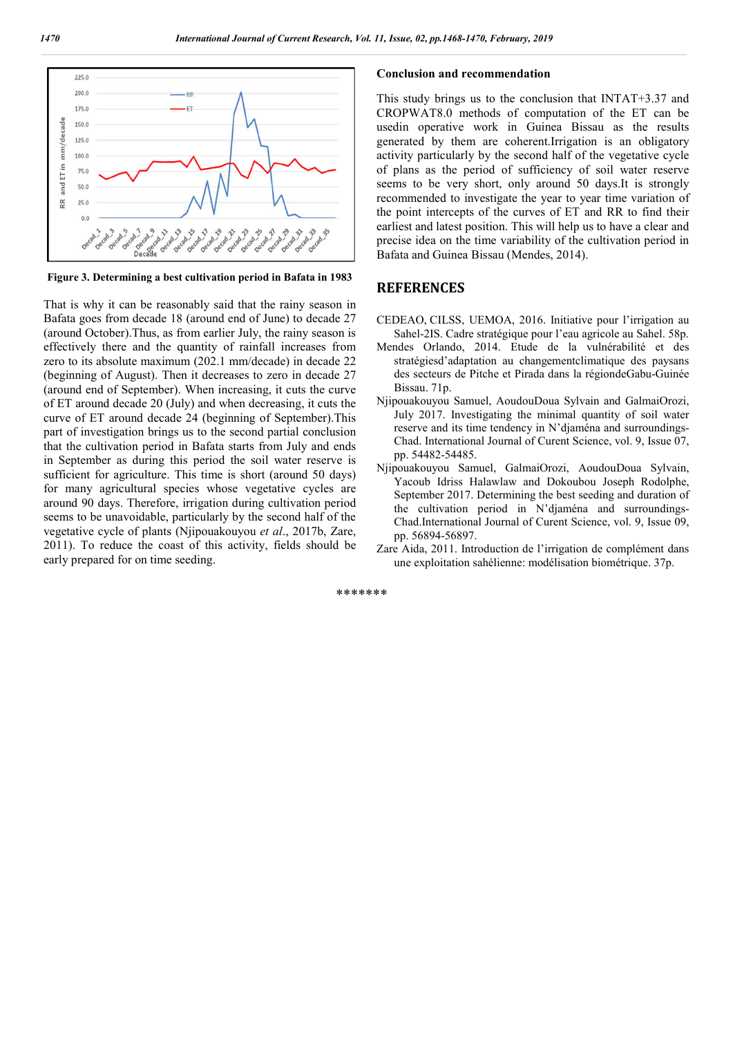225.0
200.0
175.0
150.0
125.0
100.0
75.0
50.0
25.0
0.0

RR and ET in mm/decade

RR
ET

Decad_1 Decad_3 Decad_5 Decad_7 Decad_9 Decad_11 Decad_13 Decad_15 Decad_17 Decad_19 Decad_21 Decad_23 Decad_25 Decad_27 Decad_29 Decad_31 Decad_33 Decad_35

Decade

**Figure 3. Determining a best cultivation period in Bafata in 1983**

That is why it can be reasonably said that the rainy season in Bafata goes from decade 18 (around end of June) to decade 27 (around October).Thus, as from earlier July, the rainy season is effectively there and the quantity of rainfall increases from zero to its absolute maximum (202.1 mm/decade) in decade 22 (beginning of August). Then it decreases to zero in decade 27 (around end of September). When increasing, it cuts the curve of ET around decade 20 (July) and when decreasing, it cuts the curve of ET around decade 24 (beginning of September).This part of investigation brings us to the second partial conclusion that the cultivation period in Bafata starts from July and ends in September as during this period the soil water reserve is sufficient for agriculture. This time is short (around 50 days) for many agricultural species whose vegetative cycles are around 90 days. Therefore, irrigation during cultivation period seems to be unavoidable, particularly by the second half of the vegetative cycle of plants (Njipouakouyou *et al*., 2017b, Zare, 2011). To reduce the coast of this activity, fields should be early prepared for on time seeding.

## Conclusion and recommendation

This study brings us to the conclusion that INTAT+3.37 and CROPWAT8.0 methods of computation of the ET can be usedin operative work in Guinea Bissau as the results generated by them are coherent.Irrigation is an obligatory activity particularly by the second half of the vegetative cycle of plans as the period of sufficiency of soil water reserve seems to be very short, only around 50 days.It is strongly recommended to investigate the year to year time variation of the point intercepts of the curves of ET and RR to find their earliest and latest position. This will help us to have a clear and precise idea on the time variability of the cultivation period in Bafata and Guinea Bissau (Mendes, 2014).

## REFERENCES

CEDEAO, CILSS, UEMOA, 2016. Initiative pour l'irrigation au Sahel-2IS. Cadre stratégique pour l'eau agricole au Sahel. 58p.

Mendes Orlando, 2014. Etude de la vulnérabilité et des stratégiesd'adaptation au changementclimatique des paysans des secteurs de Pitche et Pirada dans la régiondeGabu-Guinée Bissau. 71p.

Njipouakouyou Samuel, AoudouDoua Sylvain and GalmaiOrozi, July 2017. Investigating the minimal quantity of soil water reserve and its time tendency in N'djaména and surroundings-Chad. International Journal of Curent Science, vol. 9, Issue 07, pp. 54482-54485.

Njipouakouyou Samuel, GalmaiOrozi, AoudouDoua Sylvain, Yacoub Idriss Halawlaw and Dokoubou Joseph Rodolphe, September 2017. Determining the best seeding and duration of the cultivation period in N'djaména and surroundings-Chad.International Journal of Curent Science, vol. 9, Issue 09, pp. 56894-56897.

Zare Aida, 2011. Introduction de l'irrigation de complément dans une exploitation sahélienne: modélisation biométrique. 37p.

*******